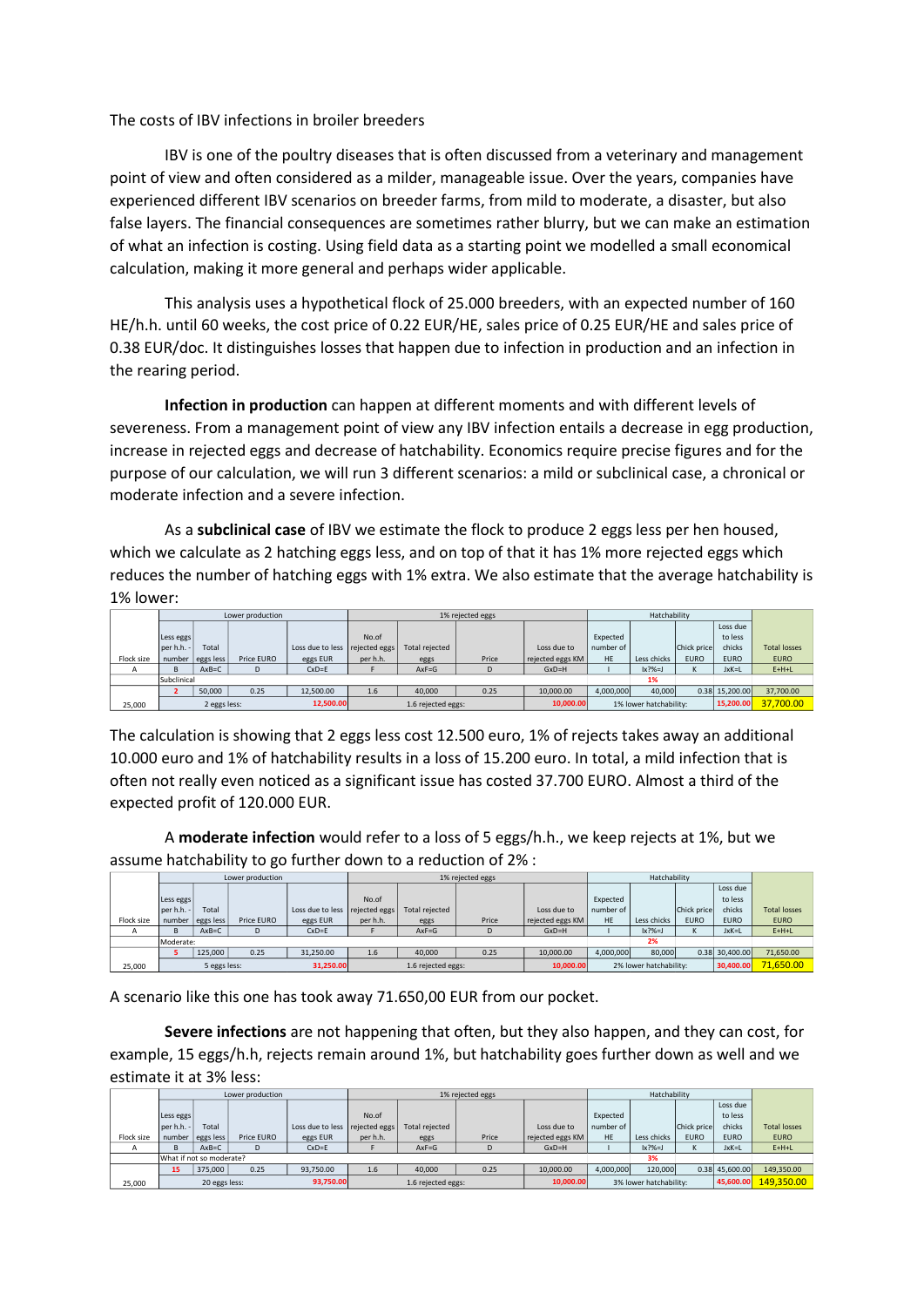The costs of IBV infections in broiler breeders

IBV is one of the poultry diseases that is often discussed from a veterinary and management point of view and often considered as a milder, manageable issue. Over the years, companies have experienced different IBV scenarios on breeder farms, from mild to moderate, a disaster, but also false layers. The financial consequences are sometimes rather blurry, but we can make an estimation of what an infection is costing. Using field data as a starting point we modelled a small economical calculation, making it more general and perhaps wider applicable.

This analysis uses a hypothetical flock of 25.000 breeders, with an expected number of 160 HE/h.h. until 60 weeks, the cost price of 0.22 EUR/HE, sales price of 0.25 EUR/HE and sales price of 0.38 EUR/doc. It distinguishes losses that happen due to infection in production and an infection in the rearing period.

**Infection in production** can happen at different moments and with different levels of severeness. From a management point of view any IBV infection entails a decrease in egg production, increase in rejected eggs and decrease of hatchability. Economics require precise figures and for the purpose of our calculation, we will run 3 different scenarios: a mild or subclinical case, a chronical or moderate infection and a severe infection.

As a **subclinical case** of IBV we estimate the flock to produce 2 eggs less per hen housed, which we calculate as 2 hatching eggs less, and on top of that it has 1% more rejected eggs which reduces the number of hatching eggs with 1% extra. We also estimate that the average hatchability is 1% lower:

| | Lower production | | | | 1% rejected eggs | | | | Hatchability | | | | |
|---|---|---|---|---|---|---|---|---|---|---|---|---|---|
| Flock size | Less eggs per h.h. - number | Total eggs less | Price EURO | Loss due to less eggs EUR | No.of rejected eggs per h.h. | Total rejected eggs | Price | Loss due to rejected eggs KM | Expected number of HE | Less chicks | Chick price EURO | Loss due to less chicks EURO | Total losses EURO |
| A | B | AxB=C | D | CxD=E | F | AxF=G | D | GxD=H | I | Ix?%=J | K | JxK=L | E+H+L |
| | Subclinical | | | | | | | | | 1% | | | |
| | 2 | 50,000 | 0.25 | 12,500.00 | 1.6 | 40,000 | 0.25 | 10,000.00 | 4,000,000 | 40,000 | 0.38 | 15,200.00 | 37,700.00 |
| 25,000 | 2 eggs less: | | | 12,500.00 | 1.6 rejected eggs: | | | 10,000.00 | 1% lower hatchability: | | | 15,200.00 | 37,700.00 |

The calculation is showing that 2 eggs less cost 12.500 euro, 1% of rejects takes away an additional 10.000 euro and 1% of hatchability results in a loss of 15.200 euro. In total, a mild infection that is often not really even noticed as a significant issue has costed 37.700 EURO. Almost a third of the expected profit of 120.000 EUR.

A **moderate infection** would refer to a loss of 5 eggs/h.h., we keep rejects at 1%, but we assume hatchability to go further down to a reduction of 2% :

| | Lower production | | | | 1% rejected eggs | | | | Hatchability | | | | |
|---|---|---|---|---|---|---|---|---|---|---|---|---|---|
| Flock size | Less eggs per h.h. - number | Total eggs less | Price EURO | Loss due to less eggs EUR | No.of rejected eggs per h.h. | Total rejected eggs | Price | Loss due to rejected eggs KM | Expected number of HE | Less chicks | Chick price EURO | Loss due to less chicks EURO | Total losses EURO |
| A | B | AxB=C | D | CxD=E | F | AxF=G | D | GxD=H | I | Ix?%=J | K | JxK=L | E+H+L |
| | Moderate: | | | | | | | | | 2% | | | |
| | 5 | 125,000 | 0.25 | 31,250.00 | 1.6 | 40,000 | 0.25 | 10,000.00 | 4,000,000 | 80,000 | 0.38 | 30,400.00 | 71,650.00 |
| 25,000 | 5 eggs less: | | | 31,250.00 | 1.6 rejected eggs: | | | 10,000.00 | 2% lower hatchability: | | | 30,400.00 | 71,650.00 |

A scenario like this one has took away 71.650,00 EUR from our pocket.

**Severe infections** are not happening that often, but they also happen, and they can cost, for example, 15 eggs/h.h, rejects remain around 1%, but hatchability goes further down as well and we estimate it at 3% less:

| | Lower production | | | | 1% rejected eggs | | | | Hatchability | | | | |
|---|---|---|---|---|---|---|---|---|---|---|---|---|---|
| Flock size | Less eggs per h.h. - number | Total eggs less | Price EURO | Loss due to less eggs EUR | No.of rejected eggs per h.h. | Total rejected eggs | Price | Loss due to rejected eggs KM | Expected number of HE | Less chicks | Chick price EURO | Loss due to less chicks EURO | Total losses EURO |
| A | B | AxB=C | D | CxD=E | F | AxF=G | D | GxD=H | I | Ix?%=J | K | JxK=L | E+H+L |
| | What if not so moderate? | | | | | | | | | 3% | | | |
| | 15 | 375,000 | 0.25 | 93,750.00 | 1.6 | 40,000 | 0.25 | 10,000.00 | 4,000,000 | 120,000 | 0.38 | 45,600.00 | 149,350.00 |
| 25,000 | 20 eggs less: | | | 93,750.00 | 1.6 rejected eggs: | | | 10,000.00 | 3% lower hatchability: | | | 45,600.00 | 149,350.00 |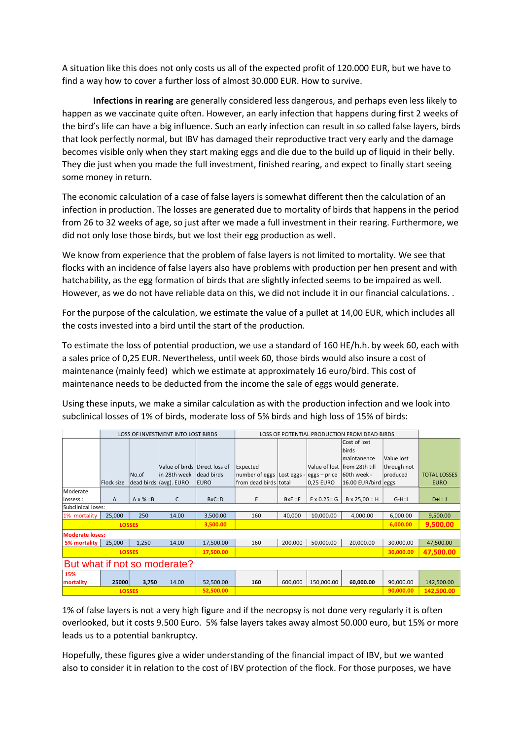A situation like this does not only costs us all of the expected profit of 120.000 EUR, but we have to find a way how to cover a further loss of almost 30.000 EUR. How to survive.

**Infections in rearing** are generally considered less dangerous, and perhaps even less likely to happen as we vaccinate quite often. However, an early infection that happens during first 2 weeks of the bird's life can have a big influence. Such an early infection can result in so called false layers, birds that look perfectly normal, but IBV has damaged their reproductive tract very early and the damage becomes visible only when they start making eggs and die due to the build up of liquid in their belly. They die just when you made the full investment, finished rearing, and expect to finally start seeing some money in return.

The economic calculation of a case of false layers is somewhat different then the calculation of an infection in production. The losses are generated due to mortality of birds that happens in the period from 26 to 32 weeks of age, so just after we made a full investment in their rearing. Furthermore, we did not only lose those birds, but we lost their egg production as well.

We know from experience that the problem of false layers is not limited to mortality. We see that flocks with an incidence of false layers also have problems with production per hen present and with hatchability, as the egg formation of birds that are slightly infected seems to be impaired as well. However, as we do not have reliable data on this, we did not include it in our financial calculations. .

For the purpose of the calculation, we estimate the value of a pullet at 14,00 EUR, which includes all the costs invested into a bird until the start of the production.

To estimate the loss of potential production, we use a standard of 160 HE/h.h. by week 60, each with a sales price of 0,25 EUR. Nevertheless, until week 60, those birds would also insure a cost of maintenance (mainly feed) which we estimate at approximately 16 euro/bird. This cost of maintenance needs to be deducted from the income the sale of eggs would generate.

Using these inputs, we make a similar calculation as with the production infection and we look into subclinical losses of 1% of birds, moderate loss of 5% birds and high loss of 15% of birds:

| | LOSS OF INVESTMENT INTO LOST BIRDS | | | | LOSS OF POTENTIAL PRODUCTION FROM DEAD BIRDS | | | | | |
|---|---|---|---|---|---|---|---|---|---|---|
| | Flock size | No.of dead birds | Value of birds in 28th week (avg). EURO | Direct loss of dead birds EURO | Expected number of eggs from dead birds | Lost eggs - total | Value of lost eggs – price 0,25 EURO | Cost of lost birds maintanence from 28th till 60th week - 16.00 EUR/bird | Value lost through not produced eggs | TOTAL LOSSES EURO |
| Moderate lossess : | A | A x % =B | C | BxC=D | E | BxE =F | F x 0.25= G | B x 25,00 = H | G-H=I | D+I= J |
| Subclinical loses: | | | | | | | | | | |
| 1% mortality | 25,000 | 250 | 14.00 | 3,500.00 | 160 | 40,000 | 10,000.00 | 4,000.00 | 6,000.00 | 9,500.00 |
| | LOSSES | | | 3,500.00 | | | | | 6,000.00 | 9,500.00 |
| Moderate loses: | | | | | | | | | | |
| 5% mortality | 25,000 | 1,250 | 14.00 | 17,500.00 | 160 | 200,000 | 50,000.00 | 20,000.00 | 30,000.00 | 47,500.00 |
| | LOSSES | | | 17,500.00 | | | | | 30,000.00 | 47,500.00 |
| But what if not so moderate? | | | | | | | | | | |
| 15% mortality | 25000 | 3,750 | 14.00 | 52,500.00 | 160 | 600,000 | 150,000.00 | 60,000.00 | 90,000.00 | 142,500.00 |
| | LOSSES | | | 52,500.00 | | | | | 90,000.00 | 142,500.00 |

1% of false layers is not a very high figure and if the necropsy is not done very regularly it is often overlooked, but it costs 9.500 Euro. 5% false layers takes away almost 50.000 euro, but 15% or more leads us to a potential bankruptcy.

Hopefully, these figures give a wider understanding of the financial impact of IBV, but we wanted also to consider it in relation to the cost of IBV protection of the flock. For those purposes, we have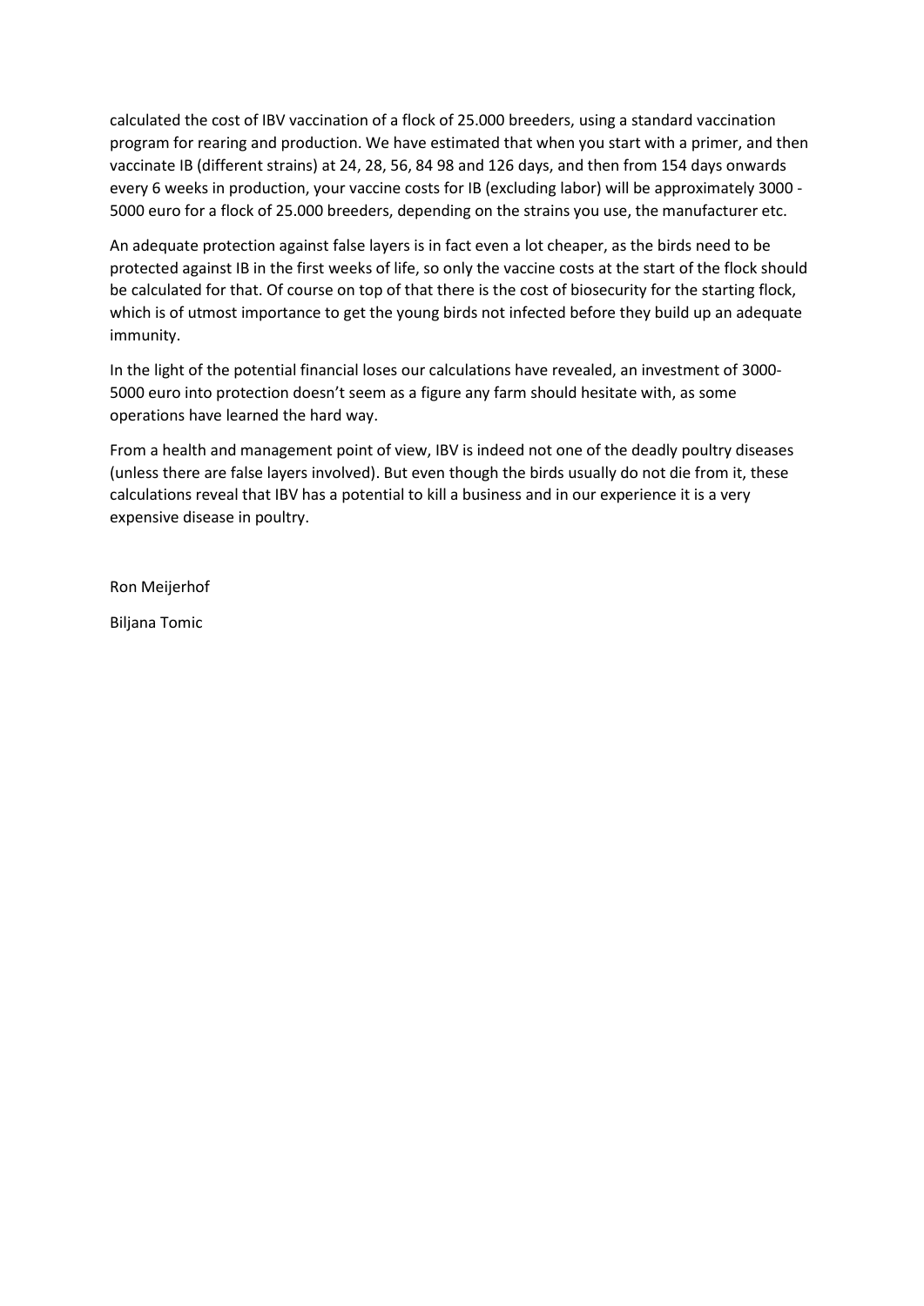calculated the cost of IBV vaccination of a flock of 25.000 breeders, using a standard vaccination program for rearing and production. We have estimated that when you start with a primer, and then vaccinate IB (different strains) at 24, 28, 56, 84 98 and 126 days, and then from 154 days onwards every 6 weeks in production, your vaccine costs for IB (excluding labor) will be approximately 3000 - 5000 euro for a flock of 25.000 breeders, depending on the strains you use, the manufacturer etc.

An adequate protection against false layers is in fact even a lot cheaper, as the birds need to be protected against IB in the first weeks of life, so only the vaccine costs at the start of the flock should be calculated for that. Of course on top of that there is the cost of biosecurity for the starting flock, which is of utmost importance to get the young birds not infected before they build up an adequate immunity.

In the light of the potential financial loses our calculations have revealed, an investment of 3000-5000 euro into protection doesn't seem as a figure any farm should hesitate with, as some operations have learned the hard way.

From a health and management point of view, IBV is indeed not one of the deadly poultry diseases (unless there are false layers involved). But even though the birds usually do not die from it, these calculations reveal that IBV has a potential to kill a business and in our experience it is a very expensive disease in poultry.

Ron Meijerhof

Biljana Tomic